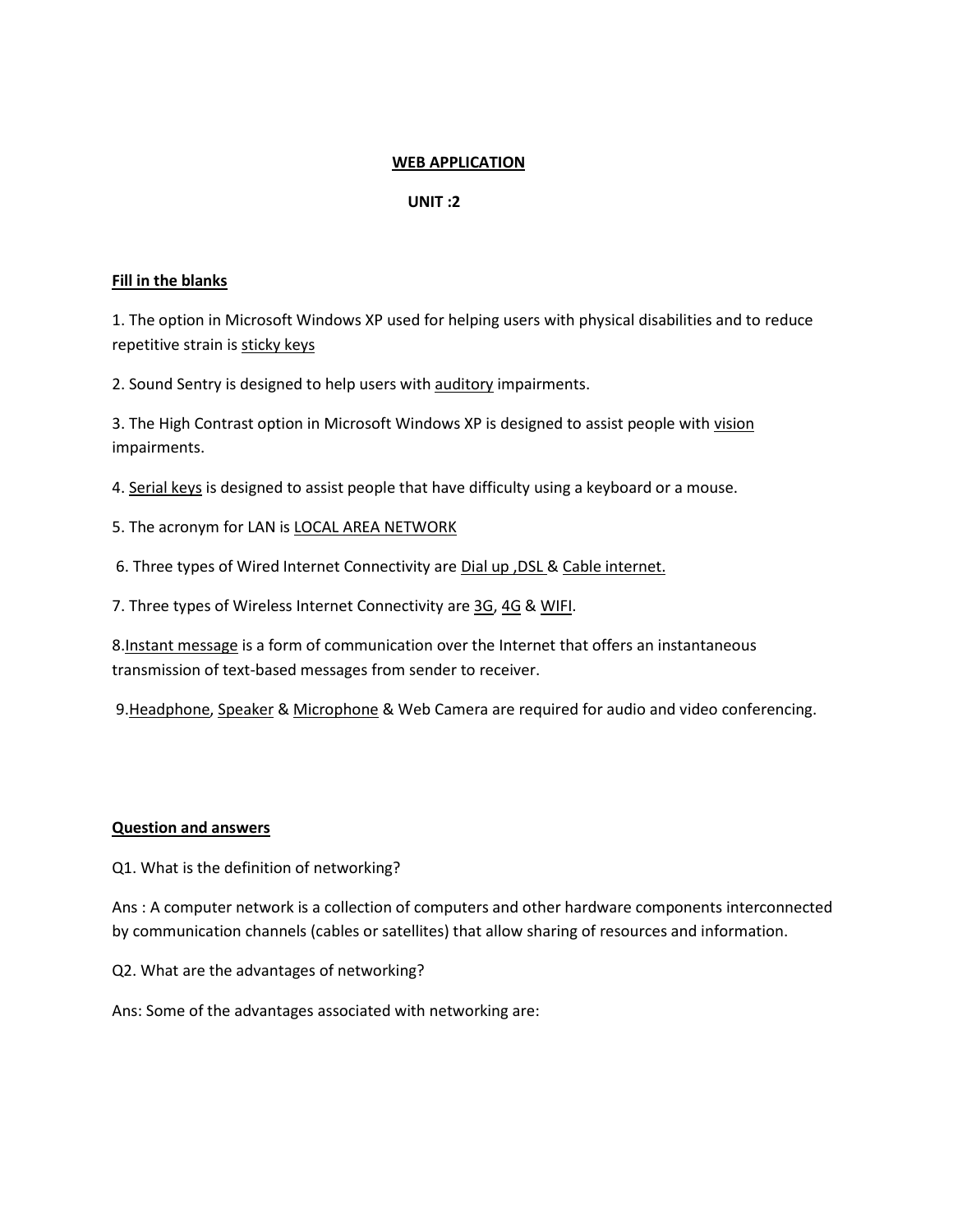# WEB APPLICATION

## UNIT :2

### Fill in the blanks

1. The option in Microsoft Windows XP used for helping users with physical disabilities and to reduce repetitive strain is <u>sticky keys</u>

2. Sound Sentry is designed to help users with <u>auditory</u> impairments.

3. The High Contrast option in Microsoft Windows XP is designed to assist people with <u>vision</u> impairments.

4. <u>Serial keys</u> is designed to assist people that have difficulty using a keyboard or a mouse.

5. The acronym for LAN is <u>LOCAL AREA NETWORK</u>

6. Three types of Wired Internet Connectivity are <u>Dial up ,DSL</u> & <u>Cable internet.</u>

7. Three types of Wireless Internet Connectivity are <u>3G</u>, <u>4G</u> & <u>WIFI</u>.

8. <u>Instant message</u> is a form of communication over the Internet that offers an instantaneous transmission of text-based messages from sender to receiver.

9. <u>Headphone</u>, <u>Speaker</u> & <u>Microphone</u> & Web Camera are required for audio and video conferencing.

### Question and answers

Q1. What is the definition of networking?

Ans : A computer network is a collection of computers and other hardware components interconnected by communication channels (cables or satellites) that allow sharing of resources and information.

Q2. What are the advantages of networking?

Ans: Some of the advantages associated with networking are: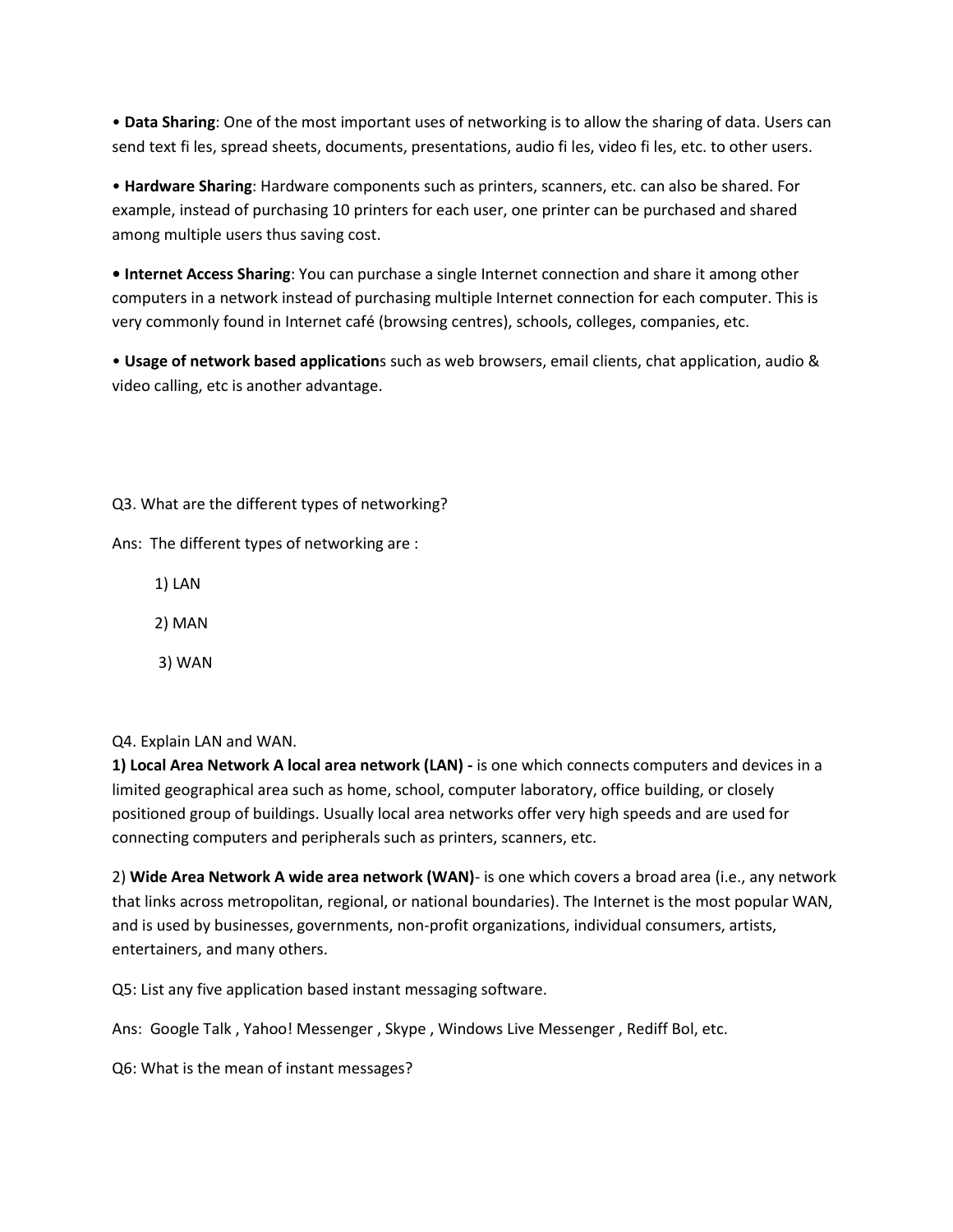• **Data Sharing**: One of the most important uses of networking is to allow the sharing of data. Users can send text fi les, spread sheets, documents, presentations, audio fi les, video fi les, etc. to other users.

• **Hardware Sharing**: Hardware components such as printers, scanners, etc. can also be shared. For example, instead of purchasing 10 printers for each user, one printer can be purchased and shared among multiple users thus saving cost.

**• Internet Access Sharing**: You can purchase a single Internet connection and share it among other computers in a network instead of purchasing multiple Internet connection for each computer. This is very commonly found in Internet café (browsing centres), schools, colleges, companies, etc.

• **Usage of network based application**s such as web browsers, email clients, chat application, audio & video calling, etc is another advantage.

Q3. What are the different types of networking?

Ans: The different types of networking are :

1) LAN

2) MAN

3) WAN

Q4. Explain LAN and WAN.

**1) Local Area Network A local area network (LAN) -** is one which connects computers and devices in a limited geographical area such as home, school, computer laboratory, office building, or closely positioned group of buildings. Usually local area networks offer very high speeds and are used for connecting computers and peripherals such as printers, scanners, etc.

2) **Wide Area Network A wide area network (WAN)**- is one which covers a broad area (i.e., any network that links across metropolitan, regional, or national boundaries). The Internet is the most popular WAN, and is used by businesses, governments, non-profit organizations, individual consumers, artists, entertainers, and many others.

Q5: List any five application based instant messaging software.

Ans: Google Talk , Yahoo! Messenger , Skype , Windows Live Messenger , Rediff Bol, etc.

Q6: What is the mean of instant messages?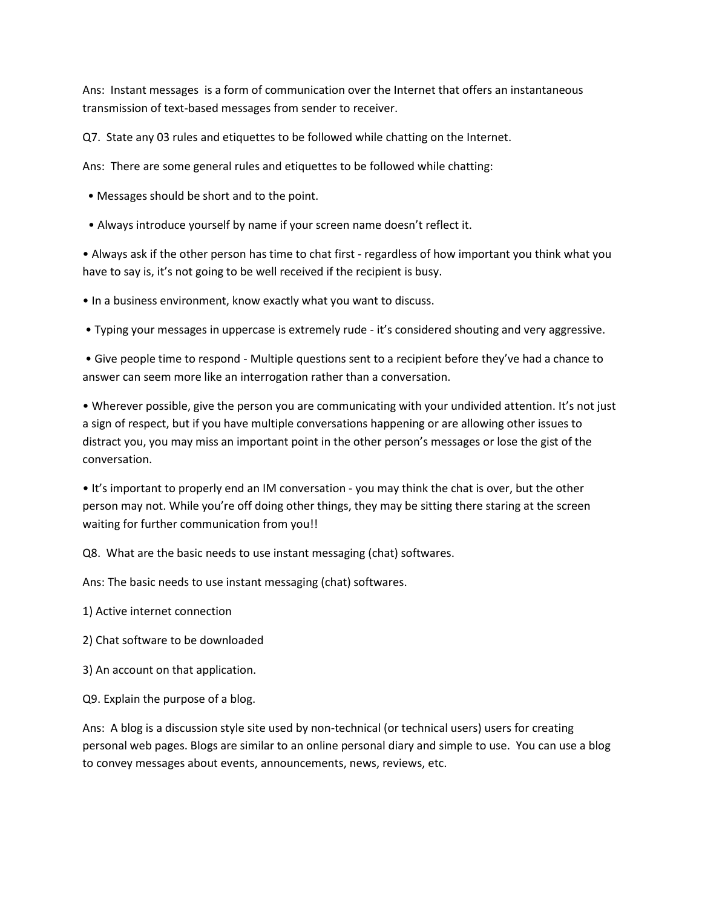Ans: Instant messages is a form of communication over the Internet that offers an instantaneous transmission of text-based messages from sender to receiver.

Q7. State any 03 rules and etiquettes to be followed while chatting on the Internet.

Ans: There are some general rules and etiquettes to be followed while chatting:

- Messages should be short and to the point.
- Always introduce yourself by name if your screen name doesn't reflect it.
- Always ask if the other person has time to chat first - regardless of how important you think what you have to say is, it's not going to be well received if the recipient is busy.
- In a business environment, know exactly what you want to discuss.
- Typing your messages in uppercase is extremely rude - it's considered shouting and very aggressive.
- Give people time to respond - Multiple questions sent to a recipient before they've had a chance to answer can seem more like an interrogation rather than a conversation.
- Wherever possible, give the person you are communicating with your undivided attention. It's not just a sign of respect, but if you have multiple conversations happening or are allowing other issues to distract you, you may miss an important point in the other person's messages or lose the gist of the conversation.
- It's important to properly end an IM conversation - you may think the chat is over, but the other person may not. While you're off doing other things, they may be sitting there staring at the screen waiting for further communication from you!!

Q8. What are the basic needs to use instant messaging (chat) softwares.

Ans: The basic needs to use instant messaging (chat) softwares.

1) Active internet connection

2) Chat software to be downloaded

3) An account on that application.

Q9. Explain the purpose of a blog.

Ans: A blog is a discussion style site used by non-technical (or technical users) users for creating personal web pages. Blogs are similar to an online personal diary and simple to use. You can use a blog to convey messages about events, announcements, news, reviews, etc.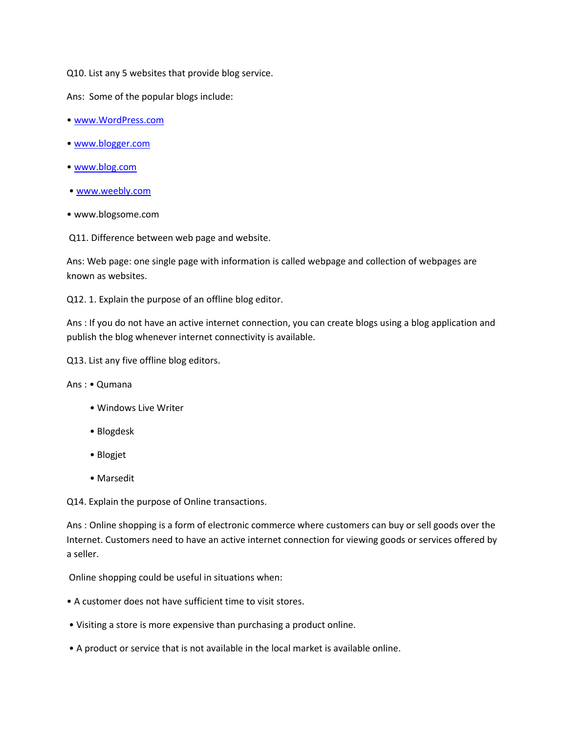Q10. List any 5 websites that provide blog service.

Ans: Some of the popular blogs include:

- www.WordPress.com
- www.blogger.com
- www.blog.com
- www.weebly.com
- www.blogsome.com

Q11. Difference between web page and website.

Ans: Web page: one single page with information is called webpage and collection of webpages are known as websites.

Q12. 1. Explain the purpose of an offline blog editor.

Ans : If you do not have an active internet connection, you can create blogs using a blog application and publish the blog whenever internet connectivity is available.

Q13. List any five offline blog editors.

Ans :
- Qumana
- Windows Live Writer
- Blogdesk
- Blogjet
- Marsedit

Q14. Explain the purpose of Online transactions.

Ans : Online shopping is a form of electronic commerce where customers can buy or sell goods over the Internet. Customers need to have an active internet connection for viewing goods or services offered by a seller.

Online shopping could be useful in situations when:

- A customer does not have sufficient time to visit stores.
- Visiting a store is more expensive than purchasing a product online.
- A product or service that is not available in the local market is available online.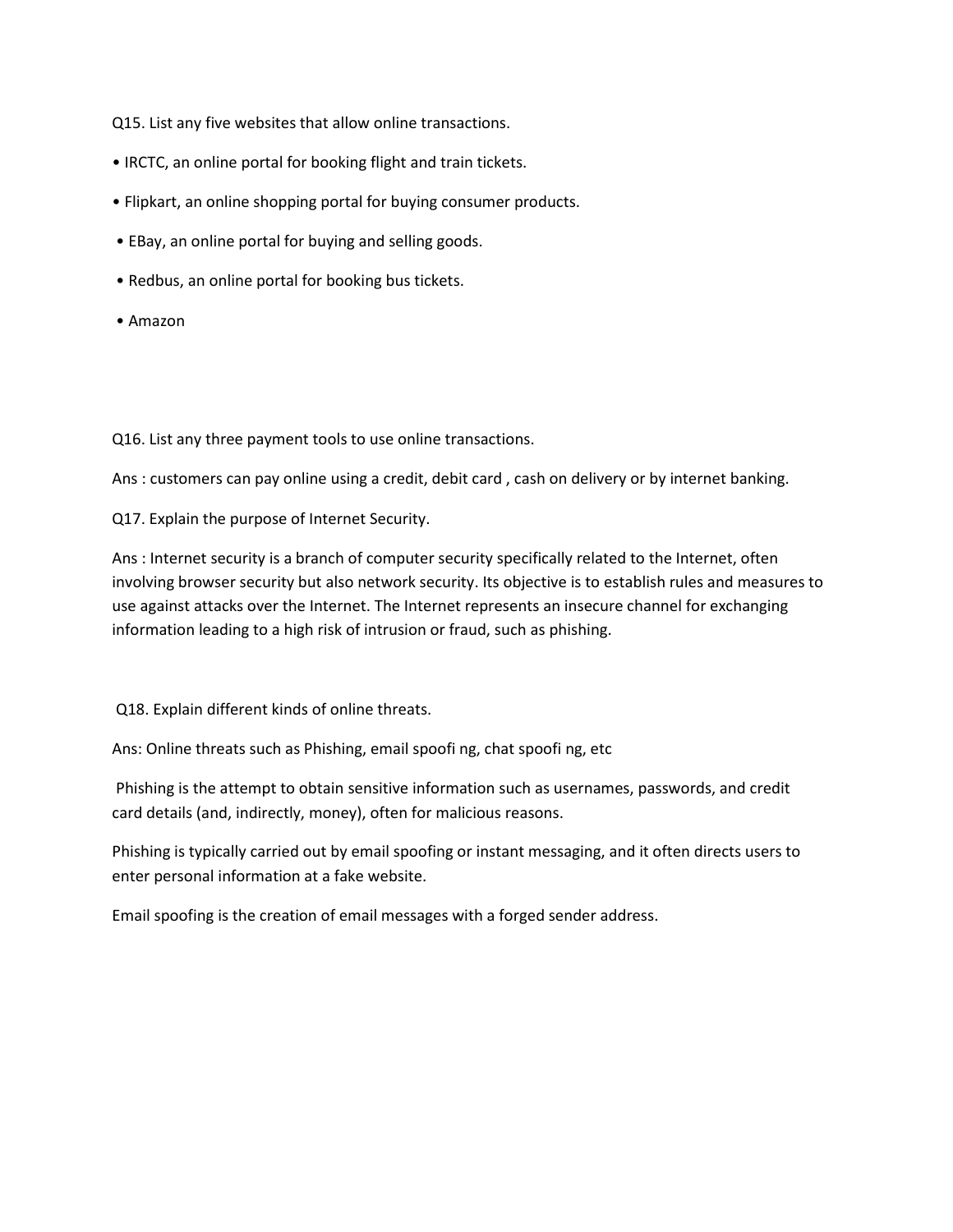Q15. List any five websites that allow online transactions.

- IRCTC, an online portal for booking flight and train tickets.
- Flipkart, an online shopping portal for buying consumer products.
- EBay, an online portal for buying and selling goods.
- Redbus, an online portal for booking bus tickets.
- Amazon

Q16. List any three payment tools to use online transactions.

Ans : customers can pay online using a credit, debit card , cash on delivery or by internet banking.

Q17. Explain the purpose of Internet Security.

Ans : Internet security is a branch of computer security specifically related to the Internet, often involving browser security but also network security. Its objective is to establish rules and measures to use against attacks over the Internet. The Internet represents an insecure channel for exchanging information leading to a high risk of intrusion or fraud, such as phishing.

Q18. Explain different kinds of online threats.

Ans: Online threats such as Phishing, email spoofi ng, chat spoofi ng, etc

Phishing is the attempt to obtain sensitive information such as usernames, passwords, and credit card details (and, indirectly, money), often for malicious reasons.

Phishing is typically carried out by email spoofing or instant messaging, and it often directs users to enter personal information at a fake website.

Email spoofing is the creation of email messages with a forged sender address.